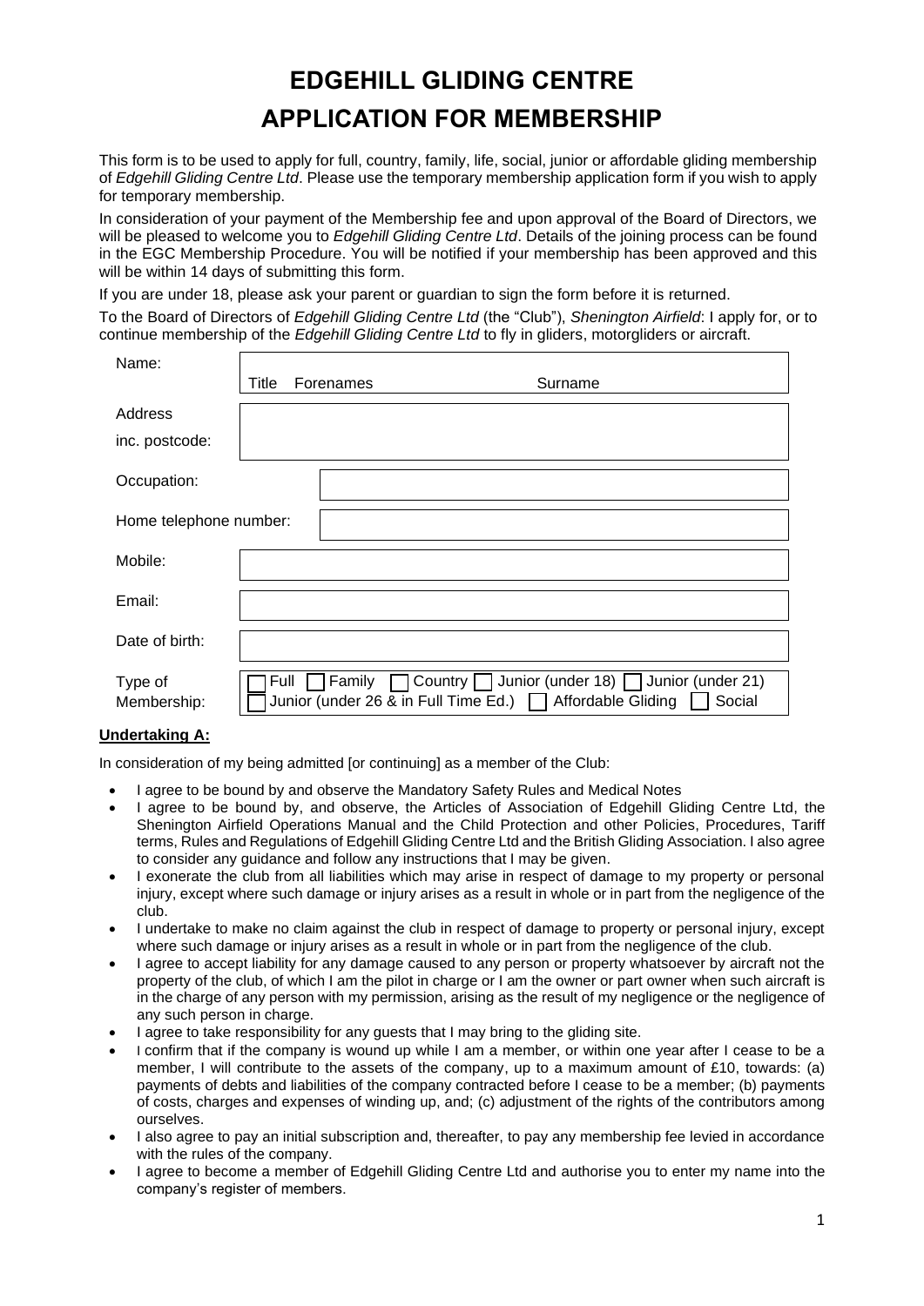# EDGEHILL GLIDING CENTRE

# APPLICATION FOR MEMBERSHIP

This form is to be used to apply for full, country, family, life, social, junior or affordable gliding membership of *Edgehill Gliding Centre Ltd*. Please use the temporary membership application form if you wish to apply for temporary membership.

In consideration of your payment of the Membership fee and upon approval of the Board of Directors, we will be pleased to welcome you to *Edgehill Gliding Centre Ltd*. Details of the joining process can be found in the EGC Membership Procedure. You will be notified if your membership has been approved and this will be within 14 days of submitting this form.

If you are under 18, please ask your parent or guardian to sign the form before it is returned.

To the Board of Directors of *Edgehill Gliding Centre Ltd* (the "Club"), *Shenington Airfield*: I apply for, or to continue membership of the *Edgehill Gliding Centre Ltd* to fly in gliders, motorgliders or aircraft.

| | |
|---|---|
| Name: | Title Forenames Surname |
| Address inc. postcode: | |
| Occupation: | |
| Home telephone number: | |
| Mobile: | |
| Email: | |
| Date of birth: | |
| Type of Membership: | ☐ Full ☐ Family ☐ Country ☐ Junior (under 18) ☐ Junior (under 21) ☐ Junior (under 26 & in Full Time Ed.) ☐ Affordable Gliding ☐ Social |

**Undertaking A:**

In consideration of my being admitted [or continuing] as a member of the Club:

- I agree to be bound by and observe the Mandatory Safety Rules and Medical Notes
- I agree to be bound by, and observe, the Articles of Association of Edgehill Gliding Centre Ltd, the Shenington Airfield Operations Manual and the Child Protection and other Policies, Procedures, Tariff terms, Rules and Regulations of Edgehill Gliding Centre Ltd and the British Gliding Association. I also agree to consider any guidance and follow any instructions that I may be given.
- I exonerate the club from all liabilities which may arise in respect of damage to my property or personal injury, except where such damage or injury arises as a result in whole or in part from the negligence of the club.
- I undertake to make no claim against the club in respect of damage to property or personal injury, except where such damage or injury arises as a result in whole or in part from the negligence of the club.
- I agree to accept liability for any damage caused to any person or property whatsoever by aircraft not the property of the club, of which I am the pilot in charge or I am the owner or part owner when such aircraft is in the charge of any person with my permission, arising as the result of my negligence or the negligence of any such person in charge.
- I agree to take responsibility for any guests that I may bring to the gliding site.
- I confirm that if the company is wound up while I am a member, or within one year after I cease to be a member, I will contribute to the assets of the company, up to a maximum amount of £10, towards: (a) payments of debts and liabilities of the company contracted before I cease to be a member; (b) payments of costs, charges and expenses of winding up, and; (c) adjustment of the rights of the contributors among ourselves.
- I also agree to pay an initial subscription and, thereafter, to pay any membership fee levied in accordance with the rules of the company.
- I agree to become a member of Edgehill Gliding Centre Ltd and authorise you to enter my name into the company's register of members.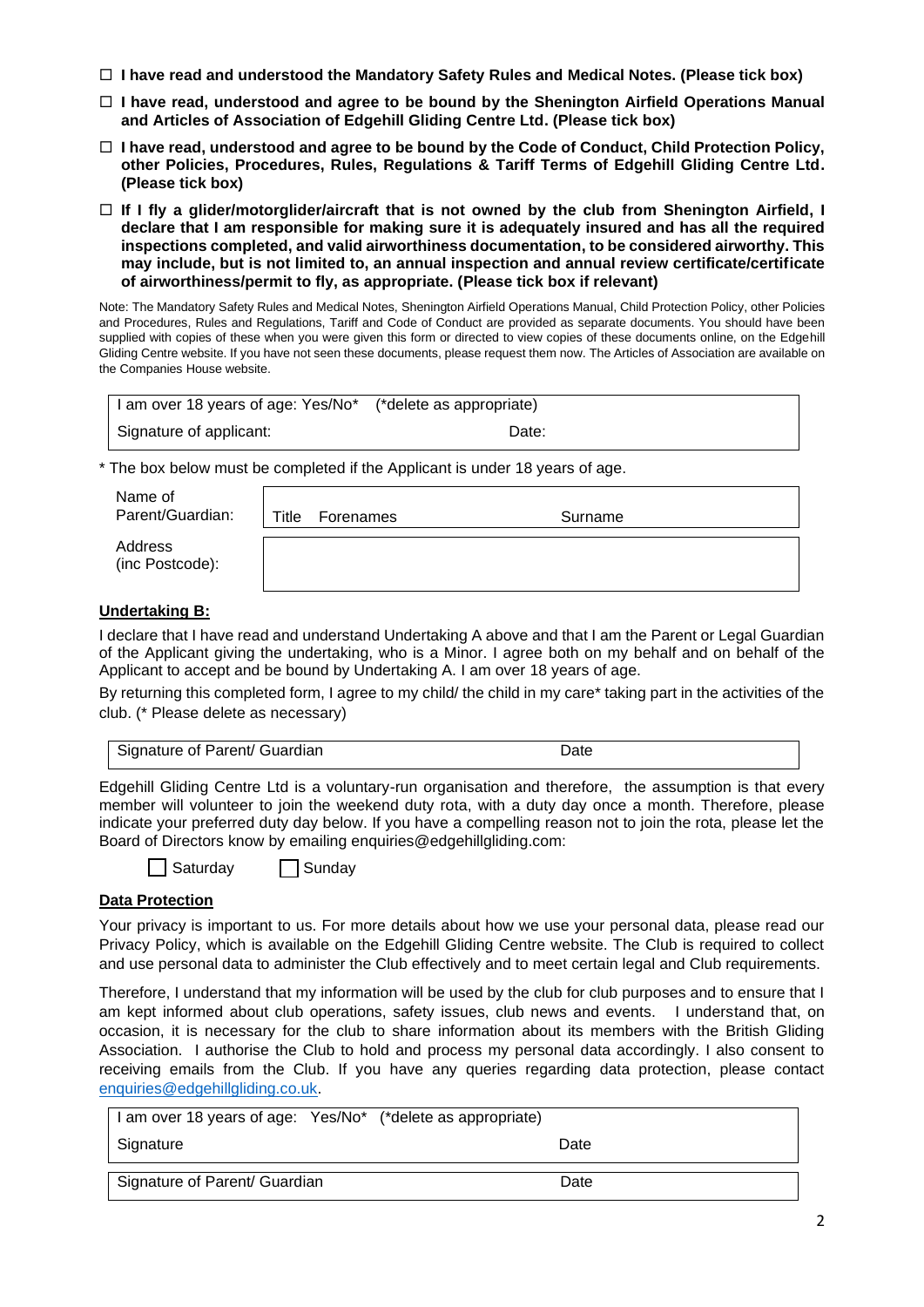☐ **I have read and understood the Mandatory Safety Rules and Medical Notes. (Please tick box)**

☐ **I have read, understood and agree to be bound by the Shenington Airfield Operations Manual and Articles of Association of Edgehill Gliding Centre Ltd. (Please tick box)**

☐ **I have read, understood and agree to be bound by the Code of Conduct, Child Protection Policy, other Policies, Procedures, Rules, Regulations & Tariff Terms of Edgehill Gliding Centre Ltd. (Please tick box)**

☐ **If I fly a glider/motorglider/aircraft that is not owned by the club from Shenington Airfield, I declare that I am responsible for making sure it is adequately insured and has all the required inspections completed, and valid airworthiness documentation, to be considered airworthy. This may include, but is not limited to, an annual inspection and annual review certificate/certificate of airworthiness/permit to fly, as appropriate. (Please tick box if relevant)**

Note: The Mandatory Safety Rules and Medical Notes, Shenington Airfield Operations Manual, Child Protection Policy, other Policies and Procedures, Rules and Regulations, Tariff and Code of Conduct are provided as separate documents. You should have been supplied with copies of these when you were given this form or directed to view copies of these documents online, on the Edgehill Gliding Centre website. If you have not seen these documents, please request them now. The Articles of Association are available on the Companies House website.

| I am over 18 years of age: Yes/No* (*delete as appropriate) | |
|---|---|
| Signature of applicant: | Date: |

\* The box below must be completed if the Applicant is under 18 years of age.

| Name of Parent/Guardian: | Title Forenames | Surname |
|---|---|---|
| Address (inc Postcode): | | |

**Undertaking B:**

I declare that I have read and understand Undertaking A above and that I am the Parent or Legal Guardian of the Applicant giving the undertaking, who is a Minor. I agree both on my behalf and on behalf of the Applicant to accept and be bound by Undertaking A. I am over 18 years of age.

By returning this completed form, I agree to my child/ the child in my care* taking part in the activities of the club. (* Please delete as necessary)

| Signature of Parent/ Guardian | Date |
|---|---|

Edgehill Gliding Centre Ltd is a voluntary-run organisation and therefore, the assumption is that every member will volunteer to join the weekend duty rota, with a duty day once a month. Therefore, please indicate your preferred duty day below. If you have a compelling reason not to join the rota, please let the Board of Directors know by emailing enquiries@edgehillgliding.com:

☐ Saturday ☐ Sunday

**Data Protection**

Your privacy is important to us. For more details about how we use your personal data, please read our Privacy Policy, which is available on the Edgehill Gliding Centre website. The Club is required to collect and use personal data to administer the Club effectively and to meet certain legal and Club requirements.

Therefore, I understand that my information will be used by the club for club purposes and to ensure that I am kept informed about club operations, safety issues, club news and events. I understand that, on occasion, it is necessary for the club to share information about its members with the British Gliding Association. I authorise the Club to hold and process my personal data accordingly. I also consent to receiving emails from the Club. If you have any queries regarding data protection, please contact enquiries@edgehillgliding.co.uk.

| I am over 18 years of age: Yes/No* (*delete as appropriate) | |
|---|---|
| Signature | Date |

| Signature of Parent/ Guardian | Date |
|---|---|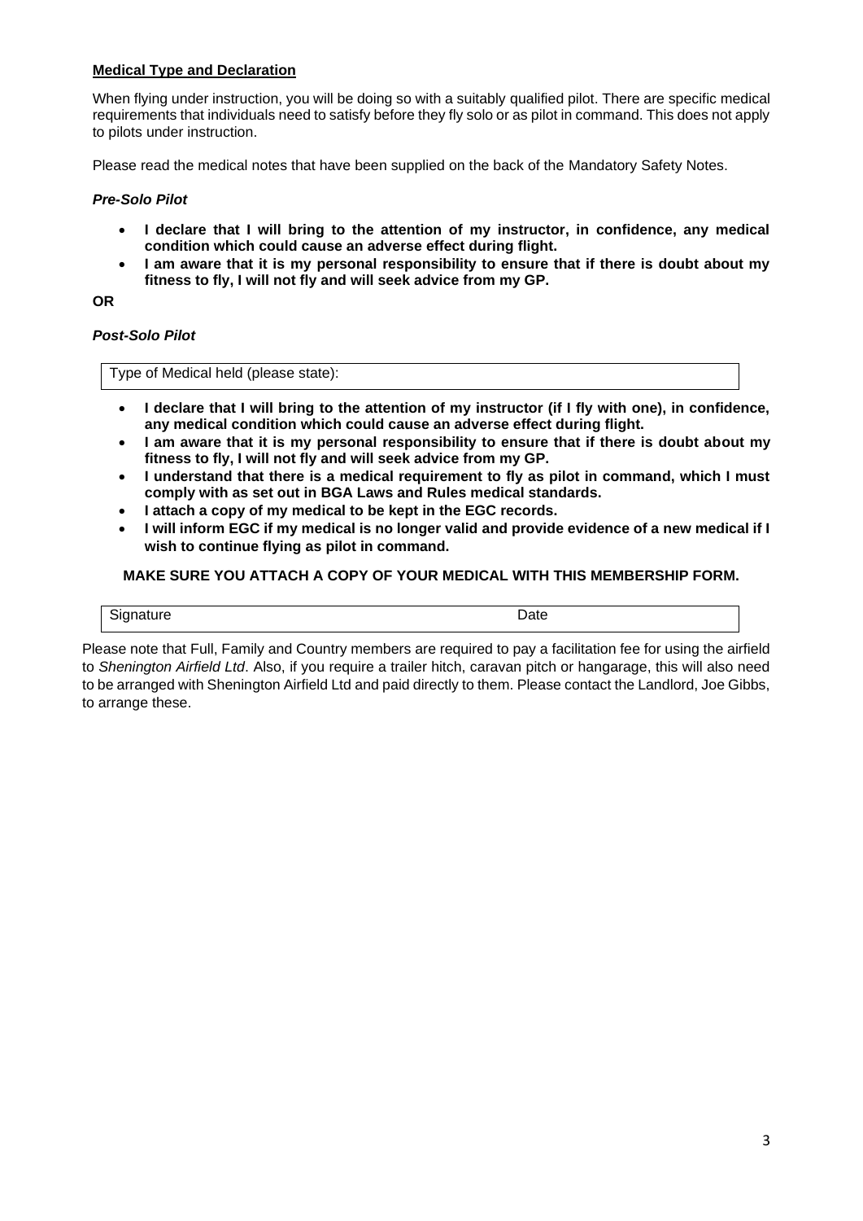## Medical Type and Declaration

When flying under instruction, you will be doing so with a suitably qualified pilot. There are specific medical requirements that individuals need to satisfy before they fly solo or as pilot in command. This does not apply to pilots under instruction.

Please read the medical notes that have been supplied on the back of the Mandatory Safety Notes.

### *Pre-Solo Pilot*

- **I declare that I will bring to the attention of my instructor, in confidence, any medical condition which could cause an adverse effect during flight.**
- **I am aware that it is my personal responsibility to ensure that if there is doubt about my fitness to fly, I will not fly and will seek advice from my GP.**

**OR**

### *Post-Solo Pilot*

| Type of Medical held (please state): |
|---|

- **I declare that I will bring to the attention of my instructor (if I fly with one), in confidence, any medical condition which could cause an adverse effect during flight.**
- **I am aware that it is my personal responsibility to ensure that if there is doubt about my fitness to fly, I will not fly and will seek advice from my GP.**
- **I understand that there is a medical requirement to fly as pilot in command, which I must comply with as set out in BGA Laws and Rules medical standards.**
- **I attach a copy of my medical to be kept in the EGC records.**
- **I will inform EGC if my medical is no longer valid and provide evidence of a new medical if I wish to continue flying as pilot in command.**

**MAKE SURE YOU ATTACH A COPY OF YOUR MEDICAL WITH THIS MEMBERSHIP FORM.**

| Signature | Date |
|---|---|

Please note that Full, Family and Country members are required to pay a facilitation fee for using the airfield to *Shenington Airfield Ltd*. Also, if you require a trailer hitch, caravan pitch or hangarage, this will also need to be arranged with Shenington Airfield Ltd and paid directly to them. Please contact the Landlord, Joe Gibbs, to arrange these.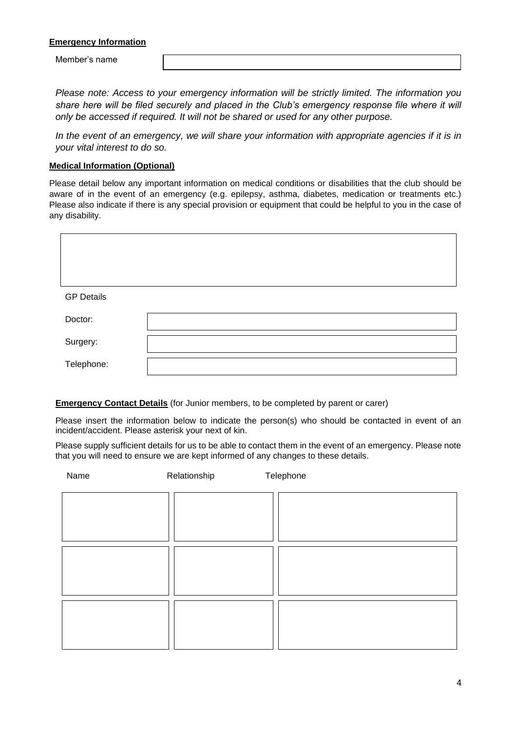**Emergency Information**

| Member's name | |
|---|---|

*Please note: Access to your emergency information will be strictly limited. The information you share here will be filed securely and placed in the Club's emergency response file where it will only be accessed if required. It will not be shared or used for any other purpose.*

*In the event of an emergency, we will share your information with appropriate agencies if it is in your vital interest to do so.*

**Medical Information (Optional)**

Please detail below any important information on medical conditions or disabilities that the club should be aware of in the event of an emergency (e.g. epilepsy, asthma, diabetes, medication or treatments etc.) Please also indicate if there is any special provision or equipment that could be helpful to you in the case of any disability.

| |
|---|
| |

GP Details

| | |
|---|---|
| Doctor: | |
| Surgery: | |
| Telephone: | |

**Emergency Contact Details** (for Junior members, to be completed by parent or carer)

Please insert the information below to indicate the person(s) who should be contacted in event of an incident/accident. Please asterisk your next of kin.

Please supply sufficient details for us to be able to contact them in the event of an emergency. Please note that you will need to ensure we are kept informed of any changes to these details.

| Name | Relationship | Telephone |
|---|---|---|
| | | |
| | | |
| | | |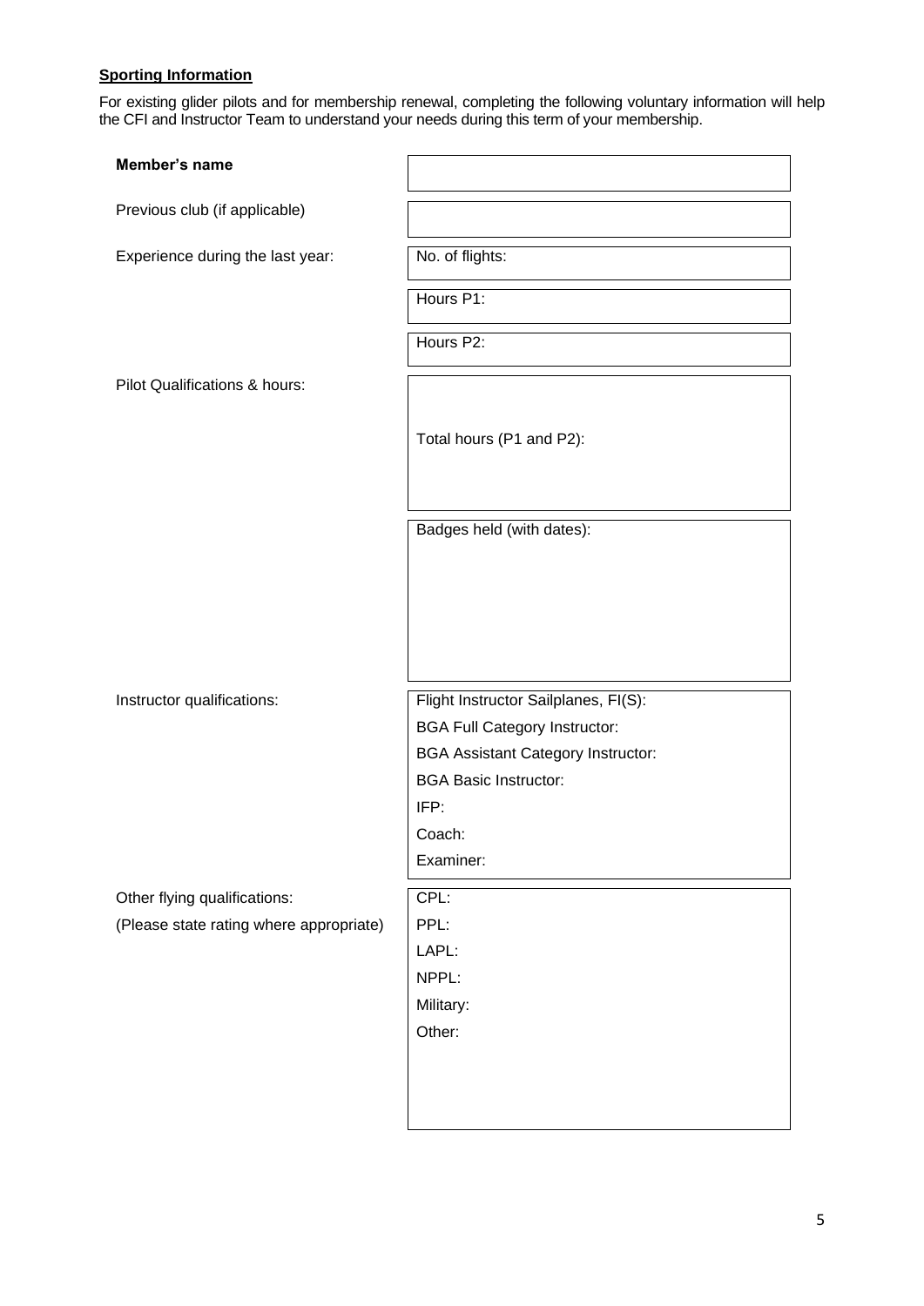**Sporting Information**

For existing glider pilots and for membership renewal, completing the following voluntary information will help the CFI and Instructor Team to understand your needs during this term of your membership.

| | |
|---|---|
| **Member's name** | |
| Previous club (if applicable) | |
| Experience during the last year: | No. of flights: |
| | Hours P1: |
| | Hours P2: |
| Pilot Qualifications & hours: | Total hours (P1 and P2): |
| | Badges held (with dates): |
| Instructor qualifications: | Flight Instructor Sailplanes, FI(S):<br>BGA Full Category Instructor:<br>BGA Assistant Category Instructor:<br>BGA Basic Instructor:<br>IFP:<br>Coach:<br>Examiner: |
| Other flying qualifications:<br>(Please state rating where appropriate) | CPL:<br>PPL:<br>LAPL:<br>NPPL:<br>Military:<br>Other: |